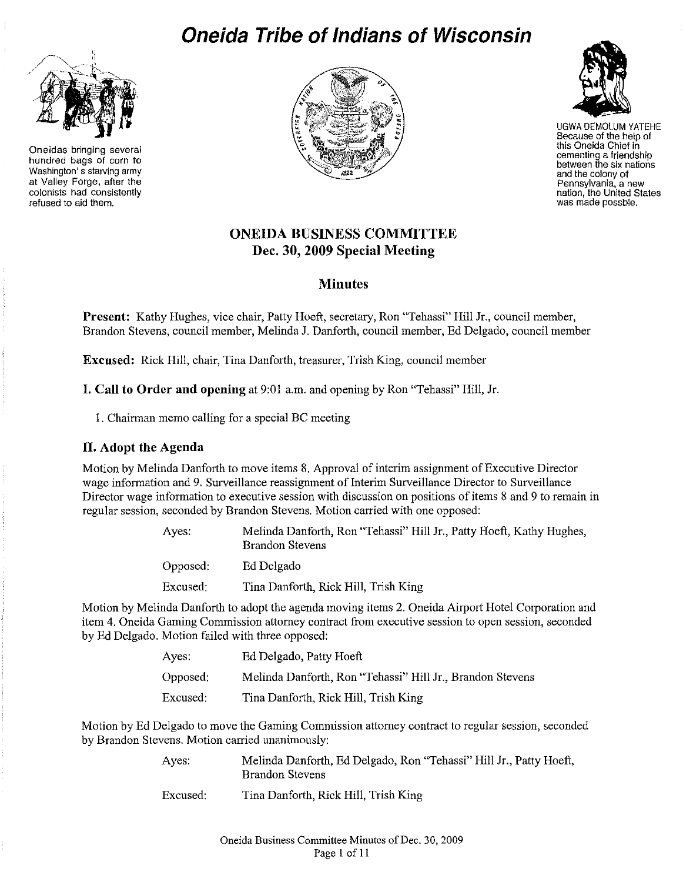# Oneida Tribe of Indians of Wisconsin

Oneidas bringing several hundred bags of corn to Washington' s starving army at Valley Forge, after the colonists had consistently refused to aid them.

UGWA DEMOLUM YATEHE
Because of the help of this Oneida Chief in cementing a friendship between the six nations and the colony of Pennsylvania, a new nation, the United States was made possble.

## ONEIDA BUSINESS COMMITTEE
## Dec. 30, 2009 Special Meeting

## Minutes

**Present:** Kathy Hughes, vice chair, Patty Hoeft, secretary, Ron "Tehassi" Hill Jr., council member, Brandon Stevens, council member, Melinda J. Danforth, council member, Ed Delgado, council member

**Excused:** Rick Hill, chair, Tina Danforth, treasurer, Trish King, council member

**I. Call to Order and opening** at 9:01 a.m. and opening by Ron "Tehassi" Hill, Jr.

1. Chairman memo calling for a special BC meeting

### II. Adopt the Agenda

Motion by Melinda Danforth to move items 8. Approval of interim assignment of Executive Director wage information and 9. Surveillance reassignment of Interim Surveillance Director to Surveillance Director wage information to executive session with discussion on positions of items 8 and 9 to remain in regular session, seconded by Brandon Stevens. Motion carried with one opposed:

Ayes: Melinda Danforth, Ron "Tehassi" Hill Jr., Patty Hoeft, Kathy Hughes, Brandon Stevens

Opposed: Ed Delgado

Excused: Tina Danforth, Rick Hill, Trish King

Motion by Melinda Danforth to adopt the agenda moving items 2. Oneida Airport Hotel Corporation and item 4. Oneida Gaming Commission attorney contract from executive session to open session, seconded by Ed Delgado. Motion failed with three opposed:

Ayes: Ed Delgado, Patty Hoeft

Opposed: Melinda Danforth, Ron "Tehassi" Hill Jr., Brandon Stevens

Excused: Tina Danforth, Rick Hill, Trish King

Motion by Ed Delgado to move the Gaming Commission attorney contract to regular session, seconded by Brandon Stevens. Motion carried unanimously:

Ayes: Melinda Danforth, Ed Delgado, Ron "Tehassi" Hill Jr., Patty Hoeft, Brandon Stevens

Excused: Tina Danforth, Rick Hill, Trish King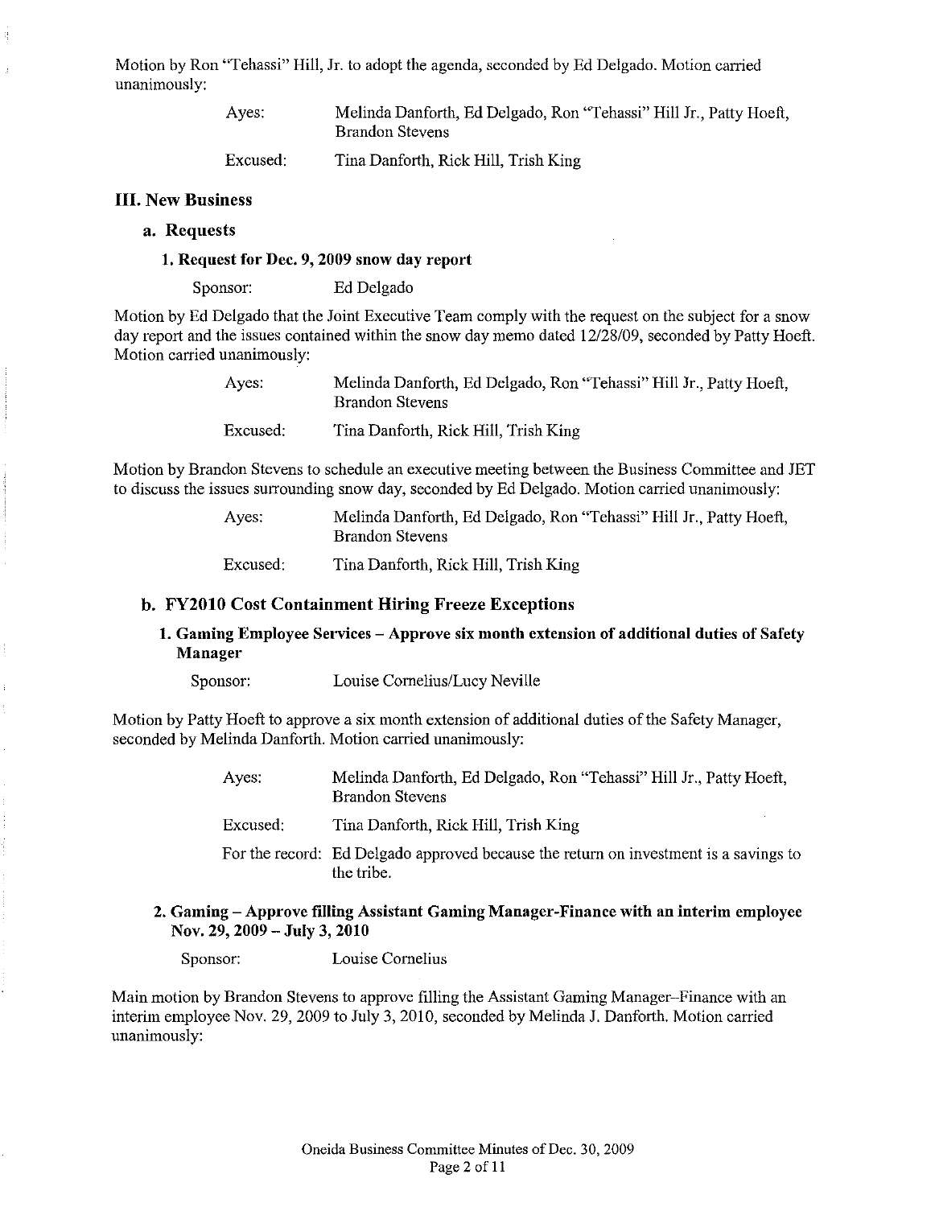Motion by Ron "Tehassi" Hill, Jr. to adopt the agenda, seconded by Ed Delgado. Motion carried unanimously:

> Ayes: Melinda Danforth, Ed Delgado, Ron "Tehassi" Hill Jr., Patty Hoeft, Brandon Stevens
>
> Excused: Tina Danforth, Rick Hill, Trish King

## III. New Business

### a. Requests

#### 1. Request for Dec. 9, 2009 snow day report

Sponsor: Ed Delgado

Motion by Ed Delgado that the Joint Executive Team comply with the request on the subject for a snow day report and the issues contained within the snow day memo dated 12/28/09, seconded by Patty Hoeft. Motion carried unanimously:

> Ayes: Melinda Danforth, Ed Delgado, Ron "Tehassi" Hill Jr., Patty Hoeft, Brandon Stevens
>
> Excused: Tina Danforth, Rick Hill, Trish King

Motion by Brandon Stevens to schedule an executive meeting between the Business Committee and JET to discuss the issues surrounding snow day, seconded by Ed Delgado. Motion carried unanimously:

> Ayes: Melinda Danforth, Ed Delgado, Ron "Tehassi" Hill Jr., Patty Hoeft, Brandon Stevens
>
> Excused: Tina Danforth, Rick Hill, Trish King

### b. FY2010 Cost Containment Hiring Freeze Exceptions

#### 1. Gaming Employee Services – Approve six month extension of additional duties of Safety Manager

Sponsor: Louise Cornelius/Lucy Neville

Motion by Patty Hoeft to approve a six month extension of additional duties of the Safety Manager, seconded by Melinda Danforth. Motion carried unanimously:

> Ayes: Melinda Danforth, Ed Delgado, Ron "Tehassi" Hill Jr., Patty Hoeft, Brandon Stevens
>
> Excused: Tina Danforth, Rick Hill, Trish King
>
> For the record: Ed Delgado approved because the return on investment is a savings to the tribe.

#### 2. Gaming – Approve filling Assistant Gaming Manager-Finance with an interim employee Nov. 29, 2009 – July 3, 2010

Sponsor: Louise Cornelius

Main motion by Brandon Stevens to approve filling the Assistant Gaming Manager–Finance with an interim employee Nov. 29, 2009 to July 3, 2010, seconded by Melinda J. Danforth. Motion carried unanimously: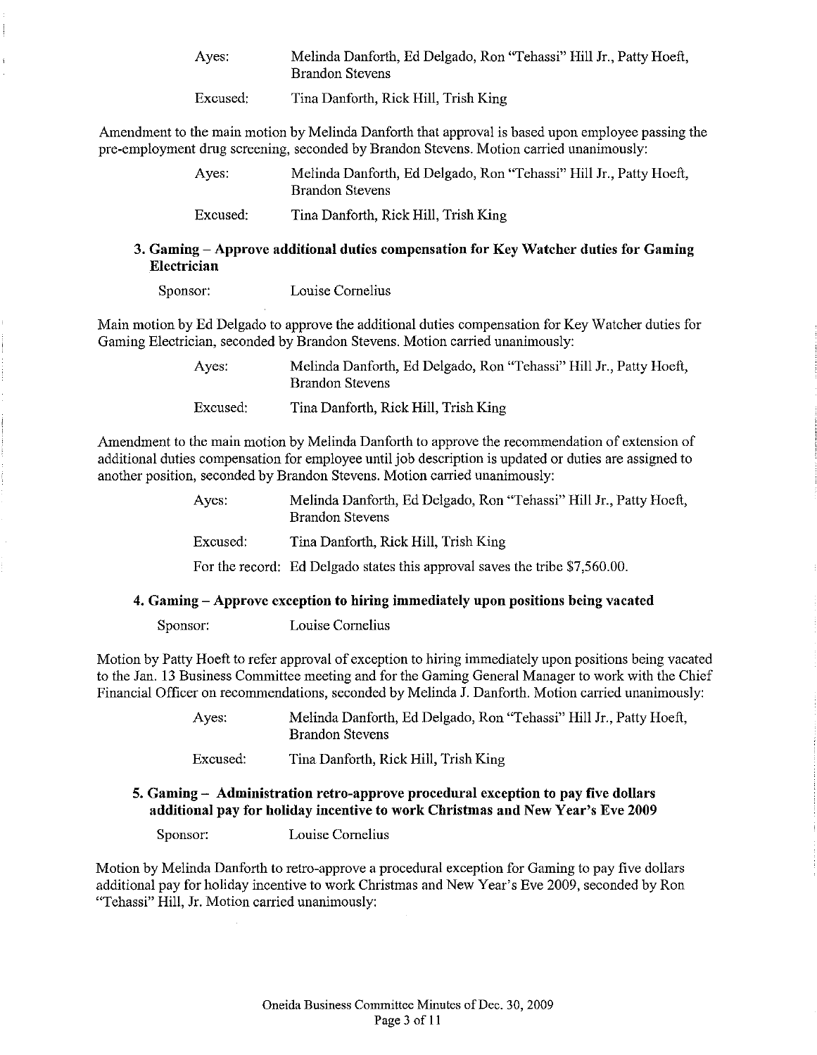Ayes: Melinda Danforth, Ed Delgado, Ron "Tehassi" Hill Jr., Patty Hoeft, Brandon Stevens

Excused: Tina Danforth, Rick Hill, Trish King

Amendment to the main motion by Melinda Danforth that approval is based upon employee passing the pre-employment drug screening, seconded by Brandon Stevens. Motion carried unanimously:

Ayes: Melinda Danforth, Ed Delgado, Ron "Tehassi" Hill Jr., Patty Hoeft, Brandon Stevens

Excused: Tina Danforth, Rick Hill, Trish King

### 3. Gaming – Approve additional duties compensation for Key Watcher duties for Gaming Electrician

Sponsor: Louise Cornelius

Main motion by Ed Delgado to approve the additional duties compensation for Key Watcher duties for Gaming Electrician, seconded by Brandon Stevens. Motion carried unanimously:

Ayes: Melinda Danforth, Ed Delgado, Ron "Tehassi" Hill Jr., Patty Hoeft, Brandon Stevens

Excused: Tina Danforth, Rick Hill, Trish King

Amendment to the main motion by Melinda Danforth to approve the recommendation of extension of additional duties compensation for employee until job description is updated or duties are assigned to another position, seconded by Brandon Stevens. Motion carried unanimously:

Ayes: Melinda Danforth, Ed Delgado, Ron "Tehassi" Hill Jr., Patty Hoeft, Brandon Stevens

Excused: Tina Danforth, Rick Hill, Trish King

For the record: Ed Delgado states this approval saves the tribe $7,560.00.

### 4. Gaming – Approve exception to hiring immediately upon positions being vacated

Sponsor: Louise Cornelius

Motion by Patty Hoeft to refer approval of exception to hiring immediately upon positions being vacated to the Jan. 13 Business Committee meeting and for the Gaming General Manager to work with the Chief Financial Officer on recommendations, seconded by Melinda J. Danforth. Motion carried unanimously:

Ayes: Melinda Danforth, Ed Delgado, Ron "Tehassi" Hill Jr., Patty Hoeft, Brandon Stevens

Excused: Tina Danforth, Rick Hill, Trish King

### 5. Gaming – Administration retro-approve procedural exception to pay five dollars additional pay for holiday incentive to work Christmas and New Year's Eve 2009

Sponsor: Louise Cornelius

Motion by Melinda Danforth to retro-approve a procedural exception for Gaming to pay five dollars additional pay for holiday incentive to work Christmas and New Year's Eve 2009, seconded by Ron "Tehassi" Hill, Jr. Motion carried unanimously: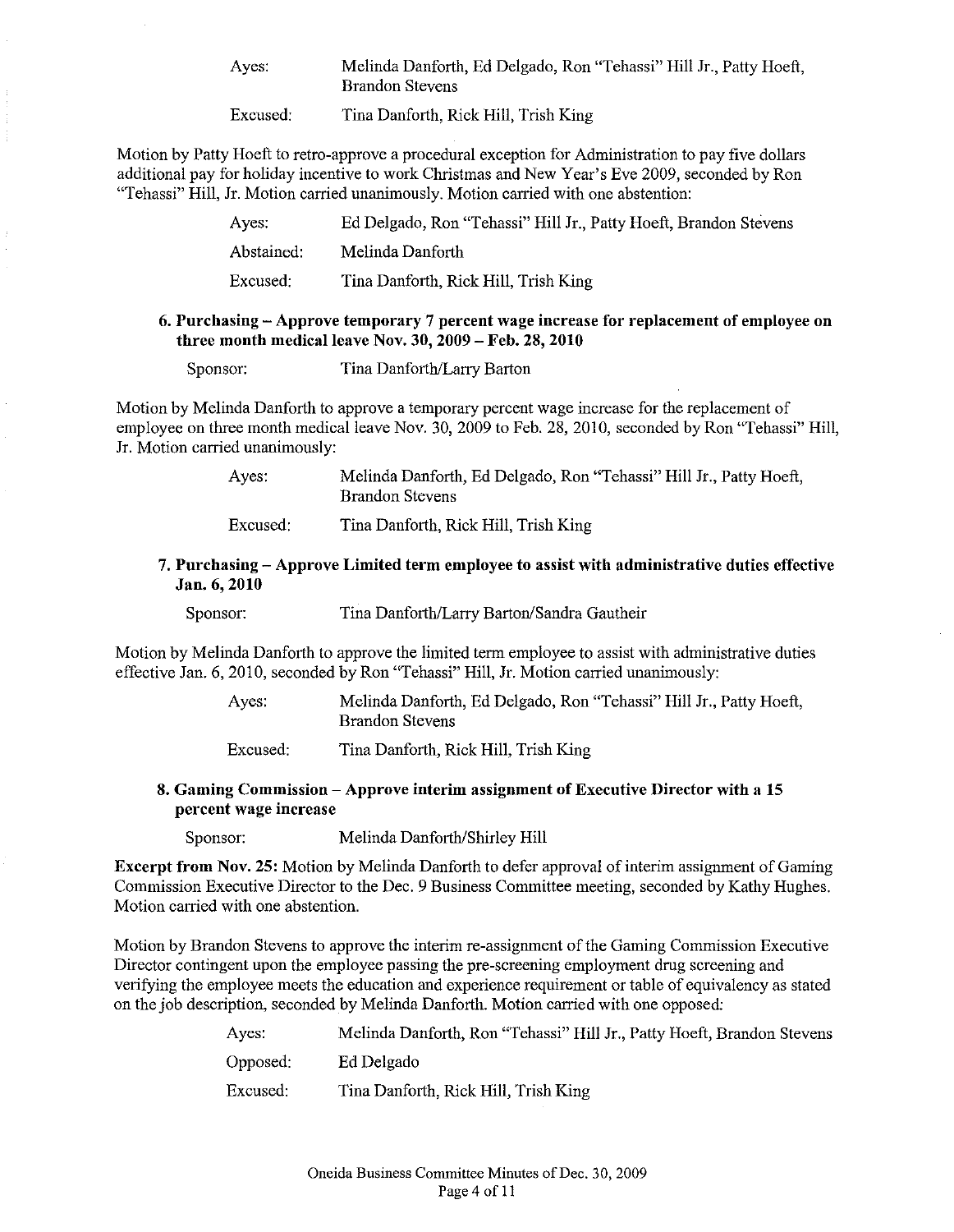Ayes: Melinda Danforth, Ed Delgado, Ron "Tehassi" Hill Jr., Patty Hoeft, Brandon Stevens

Excused: Tina Danforth, Rick Hill, Trish King

Motion by Patty Hoeft to retro-approve a procedural exception for Administration to pay five dollars additional pay for holiday incentive to work Christmas and New Year's Eve 2009, seconded by Ron "Tehassi" Hill, Jr. Motion carried unanimously. Motion carried with one abstention:

Ayes: Ed Delgado, Ron "Tehassi" Hill Jr., Patty Hoeft, Brandon Stevens

Abstained: Melinda Danforth

Excused: Tina Danforth, Rick Hill, Trish King

### 6. Purchasing – Approve temporary 7 percent wage increase for replacement of employee on three month medical leave Nov. 30, 2009 – Feb. 28, 2010

Sponsor: Tina Danforth/Larry Barton

Motion by Melinda Danforth to approve a temporary percent wage increase for the replacement of employee on three month medical leave Nov. 30, 2009 to Feb. 28, 2010, seconded by Ron "Tehassi" Hill, Jr. Motion carried unanimously:

Ayes: Melinda Danforth, Ed Delgado, Ron "Tehassi" Hill Jr., Patty Hoeft, Brandon Stevens

Excused: Tina Danforth, Rick Hill, Trish King

### 7. Purchasing – Approve Limited term employee to assist with administrative duties effective Jan. 6, 2010

Sponsor: Tina Danforth/Larry Barton/Sandra Gautheir

Motion by Melinda Danforth to approve the limited term employee to assist with administrative duties effective Jan. 6, 2010, seconded by Ron "Tehassi" Hill, Jr. Motion carried unanimously:

Ayes: Melinda Danforth, Ed Delgado, Ron "Tehassi" Hill Jr., Patty Hoeft, Brandon Stevens

Excused: Tina Danforth, Rick Hill, Trish King

### 8. Gaming Commission – Approve interim assignment of Executive Director with a 15 percent wage increase

Sponsor: Melinda Danforth/Shirley Hill

**Excerpt from Nov. 25:** Motion by Melinda Danforth to defer approval of interim assignment of Gaming Commission Executive Director to the Dec. 9 Business Committee meeting, seconded by Kathy Hughes. Motion carried with one abstention.

Motion by Brandon Stevens to approve the interim re-assignment of the Gaming Commission Executive Director contingent upon the employee passing the pre-screening employment drug screening and verifying the employee meets the education and experience requirement or table of equivalency as stated on the job description, seconded by Melinda Danforth. Motion carried with one opposed:

Ayes: Melinda Danforth, Ron "Tehassi" Hill Jr., Patty Hoeft, Brandon Stevens

Opposed: Ed Delgado

Excused: Tina Danforth, Rick Hill, Trish King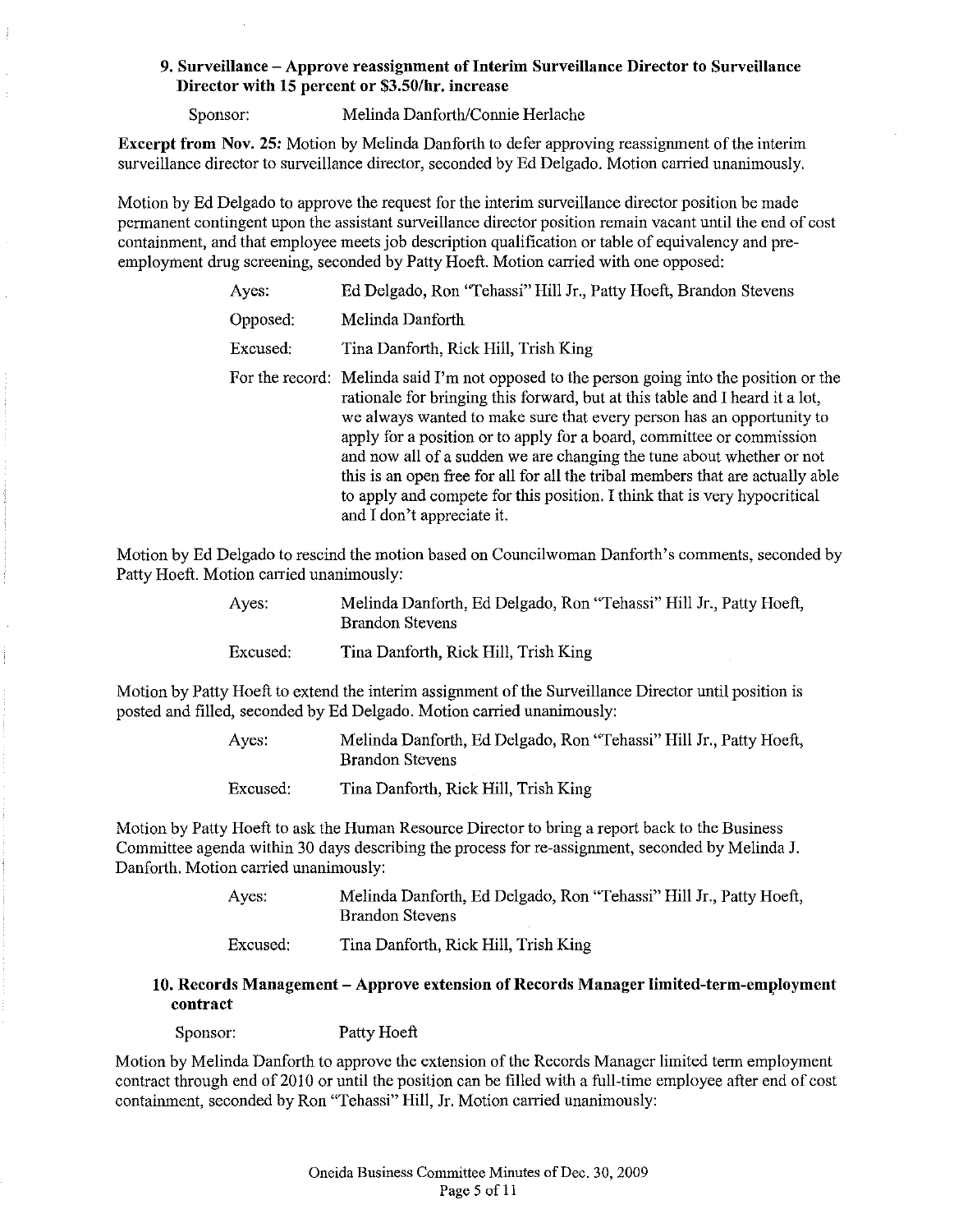### 9. Surveillance – Approve reassignment of Interim Surveillance Director to Surveillance Director with 15 percent or $3.50/hr. increase

Sponsor: Melinda Danforth/Connie Herlache

**Excerpt from Nov. 25:** Motion by Melinda Danforth to defer approving reassignment of the interim surveillance director to surveillance director, seconded by Ed Delgado. Motion carried unanimously.

Motion by Ed Delgado to approve the request for the interim surveillance director position be made permanent contingent upon the assistant surveillance director position remain vacant until the end of cost containment, and that employee meets job description qualification or table of equivalency and pre-employment drug screening, seconded by Patty Hoeft. Motion carried with one opposed:

Ayes: Ed Delgado, Ron "Tehassi" Hill Jr., Patty Hoeft, Brandon Stevens

Opposed: Melinda Danforth

Excused: Tina Danforth, Rick Hill, Trish King

For the record: Melinda said I'm not opposed to the person going into the position or the rationale for bringing this forward, but at this table and I heard it a lot, we always wanted to make sure that every person has an opportunity to apply for a position or to apply for a board, committee or commission and now all of a sudden we are changing the tune about whether or not this is an open free for all for all the tribal members that are actually able to apply and compete for this position. I think that is very hypocritical and I don't appreciate it.

Motion by Ed Delgado to rescind the motion based on Councilwoman Danforth's comments, seconded by Patty Hoeft. Motion carried unanimously:

Ayes: Melinda Danforth, Ed Delgado, Ron "Tehassi" Hill Jr., Patty Hoeft, Brandon Stevens

Excused: Tina Danforth, Rick Hill, Trish King

Motion by Patty Hoeft to extend the interim assignment of the Surveillance Director until position is posted and filled, seconded by Ed Delgado. Motion carried unanimously:

Ayes: Melinda Danforth, Ed Delgado, Ron "Tehassi" Hill Jr., Patty Hoeft, Brandon Stevens

Excused: Tina Danforth, Rick Hill, Trish King

Motion by Patty Hoeft to ask the Human Resource Director to bring a report back to the Business Committee agenda within 30 days describing the process for re-assignment, seconded by Melinda J. Danforth. Motion carried unanimously:

Ayes: Melinda Danforth, Ed Delgado, Ron "Tehassi" Hill Jr., Patty Hoeft, Brandon Stevens

Excused: Tina Danforth, Rick Hill, Trish King

### 10. Records Management – Approve extension of Records Manager limited-term-employment contract

Sponsor: Patty Hoeft

Motion by Melinda Danforth to approve the extension of the Records Manager limited term employment contract through end of 2010 or until the position can be filled with a full-time employee after end of cost containment, seconded by Ron "Tehassi" Hill, Jr. Motion carried unanimously: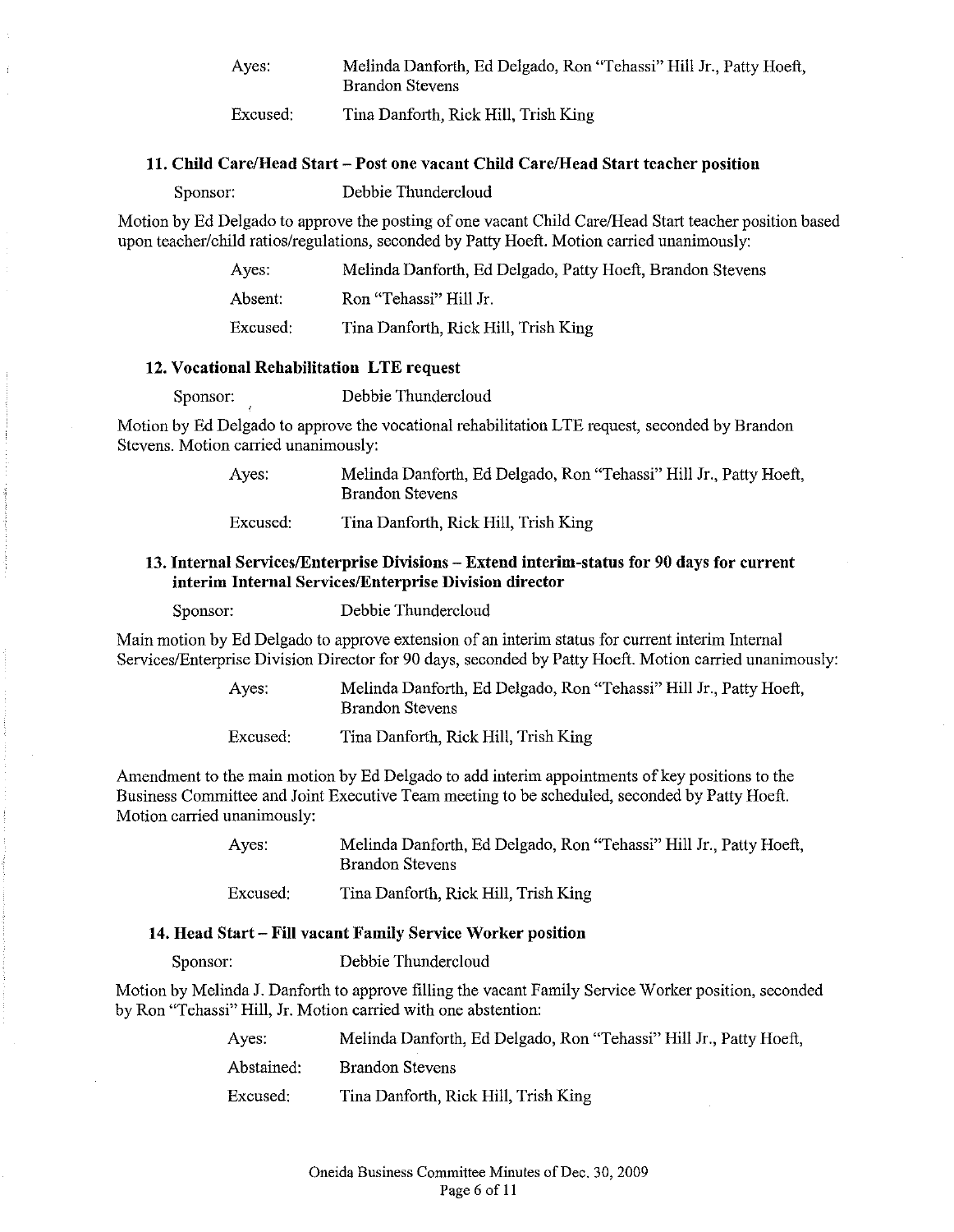Ayes: Melinda Danforth, Ed Delgado, Ron "Tehassi" Hill Jr., Patty Hoeft, Brandon Stevens

Excused: Tina Danforth, Rick Hill, Trish King

### 11. Child Care/Head Start – Post one vacant Child Care/Head Start teacher position

Sponsor: Debbie Thundercloud

Motion by Ed Delgado to approve the posting of one vacant Child Care/Head Start teacher position based upon teacher/child ratios/regulations, seconded by Patty Hoeft. Motion carried unanimously:

Ayes: Melinda Danforth, Ed Delgado, Patty Hoeft, Brandon Stevens

Absent: Ron "Tehassi" Hill Jr.

Excused: Tina Danforth, Rick Hill, Trish King

### 12. Vocational Rehabilitation LTE request

Sponsor: Debbie Thundercloud

Motion by Ed Delgado to approve the vocational rehabilitation LTE request, seconded by Brandon Stevens. Motion carried unanimously:

Ayes: Melinda Danforth, Ed Delgado, Ron "Tehassi" Hill Jr., Patty Hoeft, Brandon Stevens

Excused: Tina Danforth, Rick Hill, Trish King

### 13. Internal Services/Enterprise Divisions – Extend interim-status for 90 days for current interim Internal Services/Enterprise Division director

Sponsor: Debbie Thundercloud

Main motion by Ed Delgado to approve extension of an interim status for current interim Internal Services/Enterprise Division Director for 90 days, seconded by Patty Hoeft. Motion carried unanimously:

Ayes: Melinda Danforth, Ed Delgado, Ron "Tehassi" Hill Jr., Patty Hoeft, Brandon Stevens

Excused: Tina Danforth, Rick Hill, Trish King

Amendment to the main motion by Ed Delgado to add interim appointments of key positions to the Business Committee and Joint Executive Team meeting to be scheduled, seconded by Patty Hoeft. Motion carried unanimously:

Ayes: Melinda Danforth, Ed Delgado, Ron "Tehassi" Hill Jr., Patty Hoeft, Brandon Stevens

Excused: Tina Danforth, Rick Hill, Trish King

### 14. Head Start – Fill vacant Family Service Worker position

Sponsor: Debbie Thundercloud

Motion by Melinda J. Danforth to approve filling the vacant Family Service Worker position, seconded by Ron "Tehassi" Hill, Jr. Motion carried with one abstention:

Ayes: Melinda Danforth, Ed Delgado, Ron "Tehassi" Hill Jr., Patty Hoeft,

Abstained: Brandon Stevens

Excused: Tina Danforth, Rick Hill, Trish King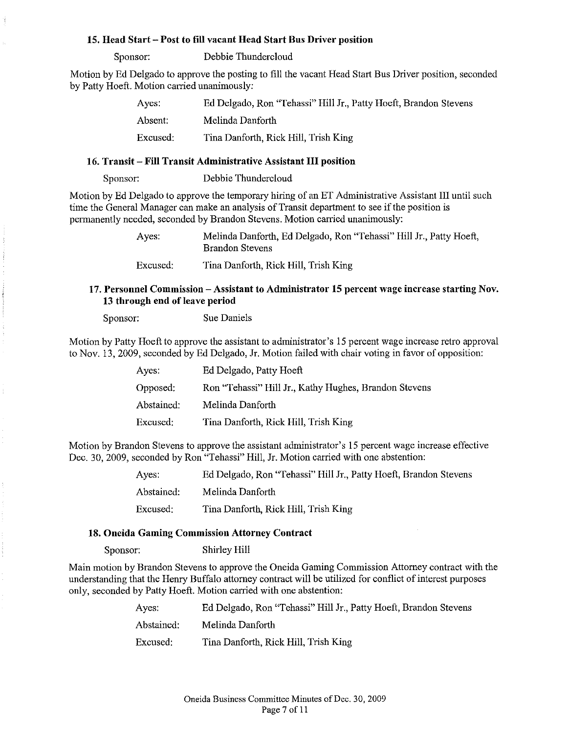### 15. Head Start – Post to fill vacant Head Start Bus Driver position

Sponsor: Debbie Thundercloud

Motion by Ed Delgado to approve the posting to fill the vacant Head Start Bus Driver position, seconded by Patty Hoeft. Motion carried unanimously:

| | |
|---|---|
| Ayes: | Ed Delgado, Ron "Tehassi" Hill Jr., Patty Hoeft, Brandon Stevens |
| Absent: | Melinda Danforth |
| Excused: | Tina Danforth, Rick Hill, Trish King |

### 16. Transit – Fill Transit Administrative Assistant III position

Sponsor: Debbie Thundercloud

Motion by Ed Delgado to approve the temporary hiring of an ET Administrative Assistant III until such time the General Manager can make an analysis of Transit department to see if the position is permanently needed, seconded by Brandon Stevens. Motion carried unanimously:

| | |
|---|---|
| Ayes: | Melinda Danforth, Ed Delgado, Ron "Tehassi" Hill Jr., Patty Hoeft, Brandon Stevens |
| Excused: | Tina Danforth, Rick Hill, Trish King |

### 17. Personnel Commission – Assistant to Administrator 15 percent wage increase starting Nov. 13 through end of leave period

Sponsor: Sue Daniels

Motion by Patty Hoeft to approve the assistant to administrator's 15 percent wage increase retro approval to Nov. 13, 2009, seconded by Ed Delgado, Jr. Motion failed with chair voting in favor of opposition:

| | |
|---|---|
| Ayes: | Ed Delgado, Patty Hoeft |
| Opposed: | Ron "Tehassi" Hill Jr., Kathy Hughes, Brandon Stevens |
| Abstained: | Melinda Danforth |
| Excused: | Tina Danforth, Rick Hill, Trish King |

Motion by Brandon Stevens to approve the assistant administrator's 15 percent wage increase effective Dec. 30, 2009, seconded by Ron "Tehassi" Hill, Jr. Motion carried with one abstention:

| | |
|---|---|
| Ayes: | Ed Delgado, Ron "Tehassi" Hill Jr., Patty Hoeft, Brandon Stevens |
| Abstained: | Melinda Danforth |
| Excused: | Tina Danforth, Rick Hill, Trish King |

### 18. Oneida Gaming Commission Attorney Contract

Sponsor: Shirley Hill

Main motion by Brandon Stevens to approve the Oneida Gaming Commission Attorney contract with the understanding that the Henry Buffalo attorney contract will be utilized for conflict of interest purposes only, seconded by Patty Hoeft. Motion carried with one abstention:

| | |
|---|---|
| Ayes: | Ed Delgado, Ron "Tehassi" Hill Jr., Patty Hoeft, Brandon Stevens |
| Abstained: | Melinda Danforth |
| Excused: | Tina Danforth, Rick Hill, Trish King |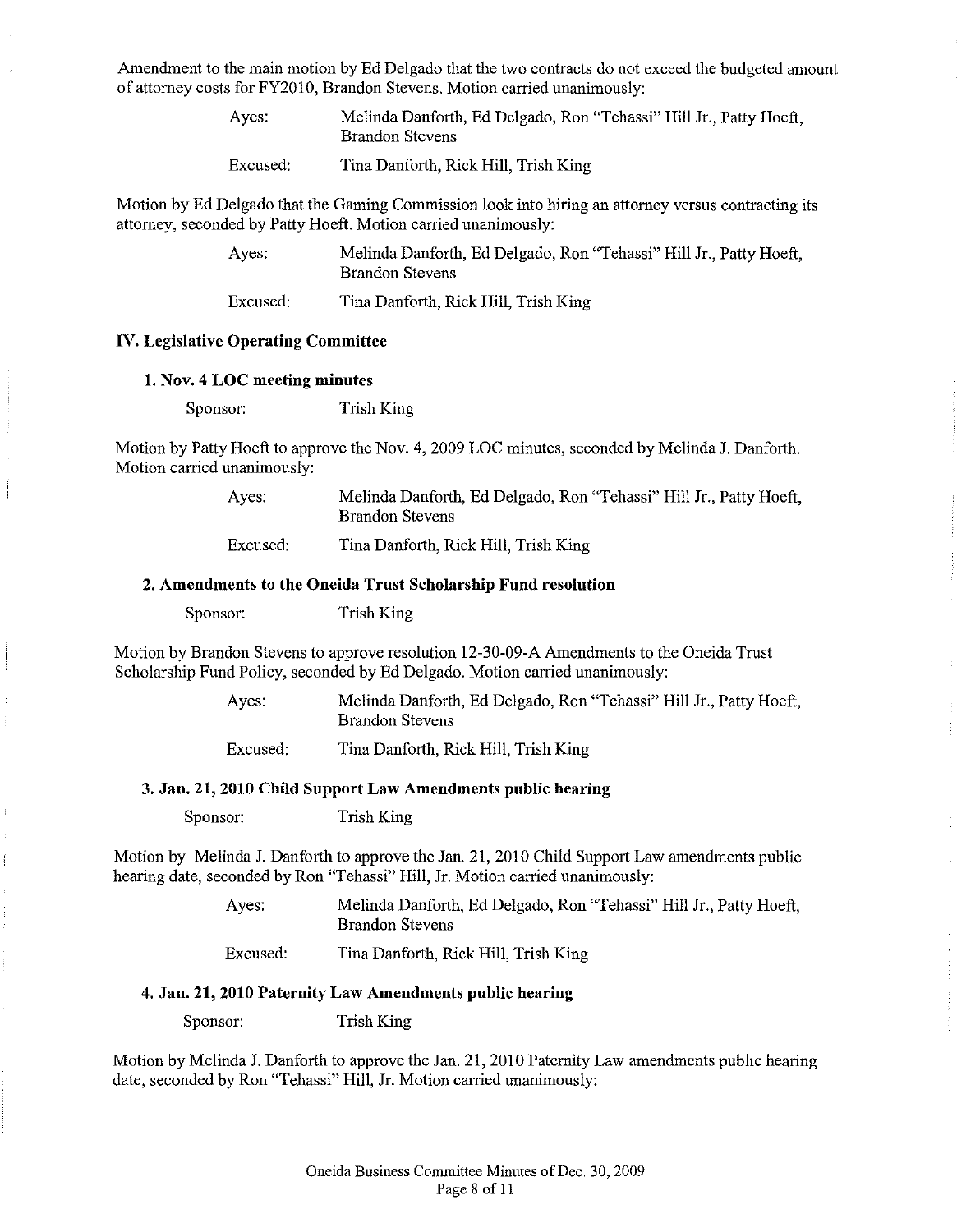Amendment to the main motion by Ed Delgado that the two contracts do not exceed the budgeted amount of attorney costs for FY2010, Brandon Stevens. Motion carried unanimously:

Ayes: Melinda Danforth, Ed Delgado, Ron "Tehassi" Hill Jr., Patty Hoeft, Brandon Stevens

Excused: Tina Danforth, Rick Hill, Trish King

Motion by Ed Delgado that the Gaming Commission look into hiring an attorney versus contracting its attorney, seconded by Patty Hoeft. Motion carried unanimously:

Ayes: Melinda Danforth, Ed Delgado, Ron "Tehassi" Hill Jr., Patty Hoeft, Brandon Stevens

Excused: Tina Danforth, Rick Hill, Trish King

## IV. Legislative Operating Committee

### 1. Nov. 4 LOC meeting minutes

Sponsor: Trish King

Motion by Patty Hoeft to approve the Nov. 4, 2009 LOC minutes, seconded by Melinda J. Danforth. Motion carried unanimously:

Ayes: Melinda Danforth, Ed Delgado, Ron "Tehassi" Hill Jr., Patty Hoeft, Brandon Stevens

Excused: Tina Danforth, Rick Hill, Trish King

### 2. Amendments to the Oneida Trust Scholarship Fund resolution

Sponsor: Trish King

Motion by Brandon Stevens to approve resolution 12-30-09-A Amendments to the Oneida Trust Scholarship Fund Policy, seconded by Ed Delgado. Motion carried unanimously:

Ayes: Melinda Danforth, Ed Delgado, Ron "Tehassi" Hill Jr., Patty Hoeft, Brandon Stevens

Excused: Tina Danforth, Rick Hill, Trish King

### 3. Jan. 21, 2010 Child Support Law Amendments public hearing

Sponsor: Trish King

Motion by Melinda J. Danforth to approve the Jan. 21, 2010 Child Support Law amendments public hearing date, seconded by Ron "Tehassi" Hill, Jr. Motion carried unanimously:

Ayes: Melinda Danforth, Ed Delgado, Ron "Tehassi" Hill Jr., Patty Hoeft, Brandon Stevens

Excused: Tina Danforth, Rick Hill, Trish King

### 4. Jan. 21, 2010 Paternity Law Amendments public hearing

Sponsor: Trish King

Motion by Melinda J. Danforth to approve the Jan. 21, 2010 Paternity Law amendments public hearing date, seconded by Ron "Tehassi" Hill, Jr. Motion carried unanimously: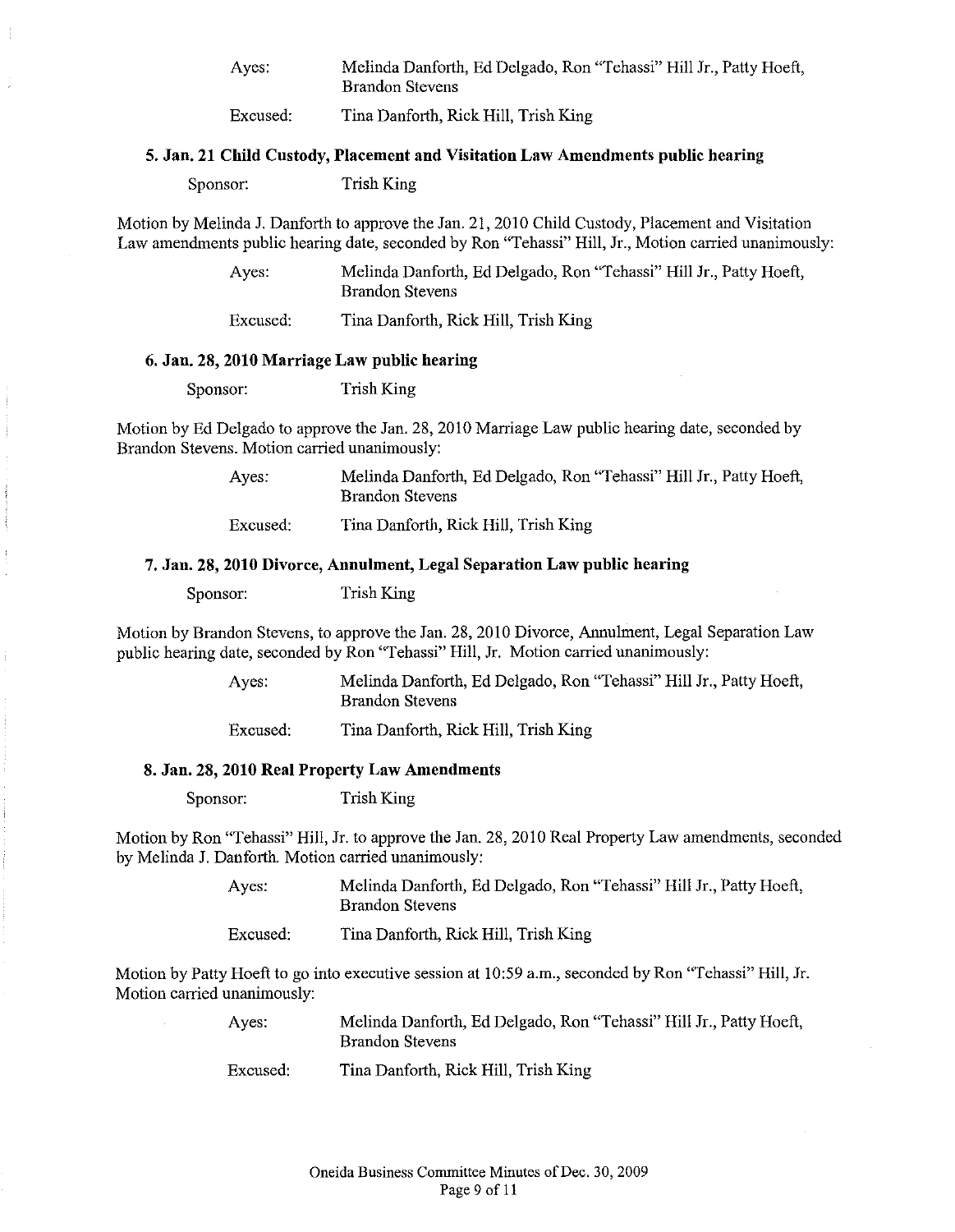Ayes: Melinda Danforth, Ed Delgado, Ron "Tehassi" Hill Jr., Patty Hoeft, Brandon Stevens

Excused: Tina Danforth, Rick Hill, Trish King

### 5. Jan. 21 Child Custody, Placement and Visitation Law Amendments public hearing

Sponsor: Trish King

Motion by Melinda J. Danforth to approve the Jan. 21, 2010 Child Custody, Placement and Visitation Law amendments public hearing date, seconded by Ron "Tehassi" Hill, Jr., Motion carried unanimously:

Ayes: Melinda Danforth, Ed Delgado, Ron "Tehassi" Hill Jr., Patty Hoeft, Brandon Stevens

Excused: Tina Danforth, Rick Hill, Trish King

### 6. Jan. 28, 2010 Marriage Law public hearing

Sponsor: Trish King

Motion by Ed Delgado to approve the Jan. 28, 2010 Marriage Law public hearing date, seconded by Brandon Stevens. Motion carried unanimously:

Ayes: Melinda Danforth, Ed Delgado, Ron "Tehassi" Hill Jr., Patty Hoeft, Brandon Stevens

Excused: Tina Danforth, Rick Hill, Trish King

### 7. Jan. 28, 2010 Divorce, Annulment, Legal Separation Law public hearing

Sponsor: Trish King

Motion by Brandon Stevens, to approve the Jan. 28, 2010 Divorce, Annulment, Legal Separation Law public hearing date, seconded by Ron "Tehassi" Hill, Jr. Motion carried unanimously:

Ayes: Melinda Danforth, Ed Delgado, Ron "Tehassi" Hill Jr., Patty Hoeft, Brandon Stevens

Excused: Tina Danforth, Rick Hill, Trish King

### 8. Jan. 28, 2010 Real Property Law Amendments

Sponsor: Trish King

Motion by Ron "Tehassi" Hill, Jr. to approve the Jan. 28, 2010 Real Property Law amendments, seconded by Melinda J. Danforth. Motion carried unanimously:

Ayes: Melinda Danforth, Ed Delgado, Ron "Tehassi" Hill Jr., Patty Hoeft, Brandon Stevens

Excused: Tina Danforth, Rick Hill, Trish King

Motion by Patty Hoeft to go into executive session at 10:59 a.m., seconded by Ron "Tehassi" Hill, Jr. Motion carried unanimously:

Ayes: Melinda Danforth, Ed Delgado, Ron "Tehassi" Hill Jr., Patty Hoeft, Brandon Stevens

Excused: Tina Danforth, Rick Hill, Trish King

Oneida Business Committee Minutes of Dec. 30, 2009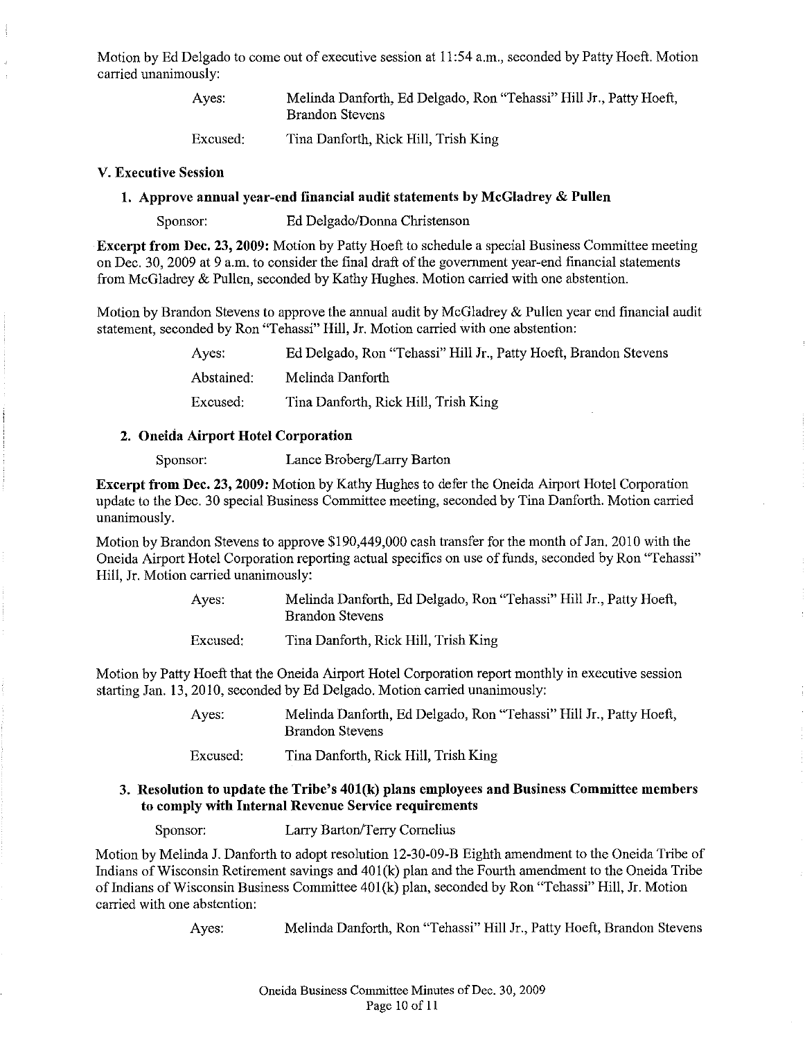Motion by Ed Delgado to come out of executive session at 11:54 a.m., seconded by Patty Hoeft. Motion carried unanimously:

Ayes: Melinda Danforth, Ed Delgado, Ron "Tehassi" Hill Jr., Patty Hoeft, Brandon Stevens

Excused: Tina Danforth, Rick Hill, Trish King

### V. Executive Session

#### 1. Approve annual year-end financial audit statements by McGladrey & Pullen

Sponsor: Ed Delgado/Donna Christenson

**Excerpt from Dec. 23, 2009:** Motion by Patty Hoeft to schedule a special Business Committee meeting on Dec. 30, 2009 at 9 a.m. to consider the final draft of the government year-end financial statements from McGladrey & Pullen, seconded by Kathy Hughes. Motion carried with one abstention.

Motion by Brandon Stevens to approve the annual audit by McGladrey & Pullen year end financial audit statement, seconded by Ron "Tehassi" Hill, Jr. Motion carried with one abstention:

Ayes: Ed Delgado, Ron "Tehassi" Hill Jr., Patty Hoeft, Brandon Stevens

Abstained: Melinda Danforth

Excused: Tina Danforth, Rick Hill, Trish King

#### 2. Oneida Airport Hotel Corporation

Sponsor: Lance Broberg/Larry Barton

**Excerpt from Dec. 23, 2009:** Motion by Kathy Hughes to defer the Oneida Airport Hotel Corporation update to the Dec. 30 special Business Committee meeting, seconded by Tina Danforth. Motion carried unanimously.

Motion by Brandon Stevens to approve $190,449,000 cash transfer for the month of Jan. 2010 with the Oneida Airport Hotel Corporation reporting actual specifics on use of funds, seconded by Ron "Tehassi" Hill, Jr. Motion carried unanimously:

Ayes: Melinda Danforth, Ed Delgado, Ron "Tehassi" Hill Jr., Patty Hoeft, Brandon Stevens

Excused: Tina Danforth, Rick Hill, Trish King

Motion by Patty Hoeft that the Oneida Airport Hotel Corporation report monthly in executive session starting Jan. 13, 2010, seconded by Ed Delgado. Motion carried unanimously:

Ayes: Melinda Danforth, Ed Delgado, Ron "Tehassi" Hill Jr., Patty Hoeft, Brandon Stevens

Excused: Tina Danforth, Rick Hill, Trish King

#### 3. Resolution to update the Tribe's 401(k) plans employees and Business Committee members to comply with Internal Revenue Service requirements

Sponsor: Larry Barton/Terry Cornelius

Motion by Melinda J. Danforth to adopt resolution 12-30-09-B Eighth amendment to the Oneida Tribe of Indians of Wisconsin Retirement savings and 401(k) plan and the Fourth amendment to the Oneida Tribe of Indians of Wisconsin Business Committee 401(k) plan, seconded by Ron "Tehassi" Hill, Jr. Motion carried with one abstention:

Ayes: Melinda Danforth, Ron "Tehassi" Hill Jr., Patty Hoeft, Brandon Stevens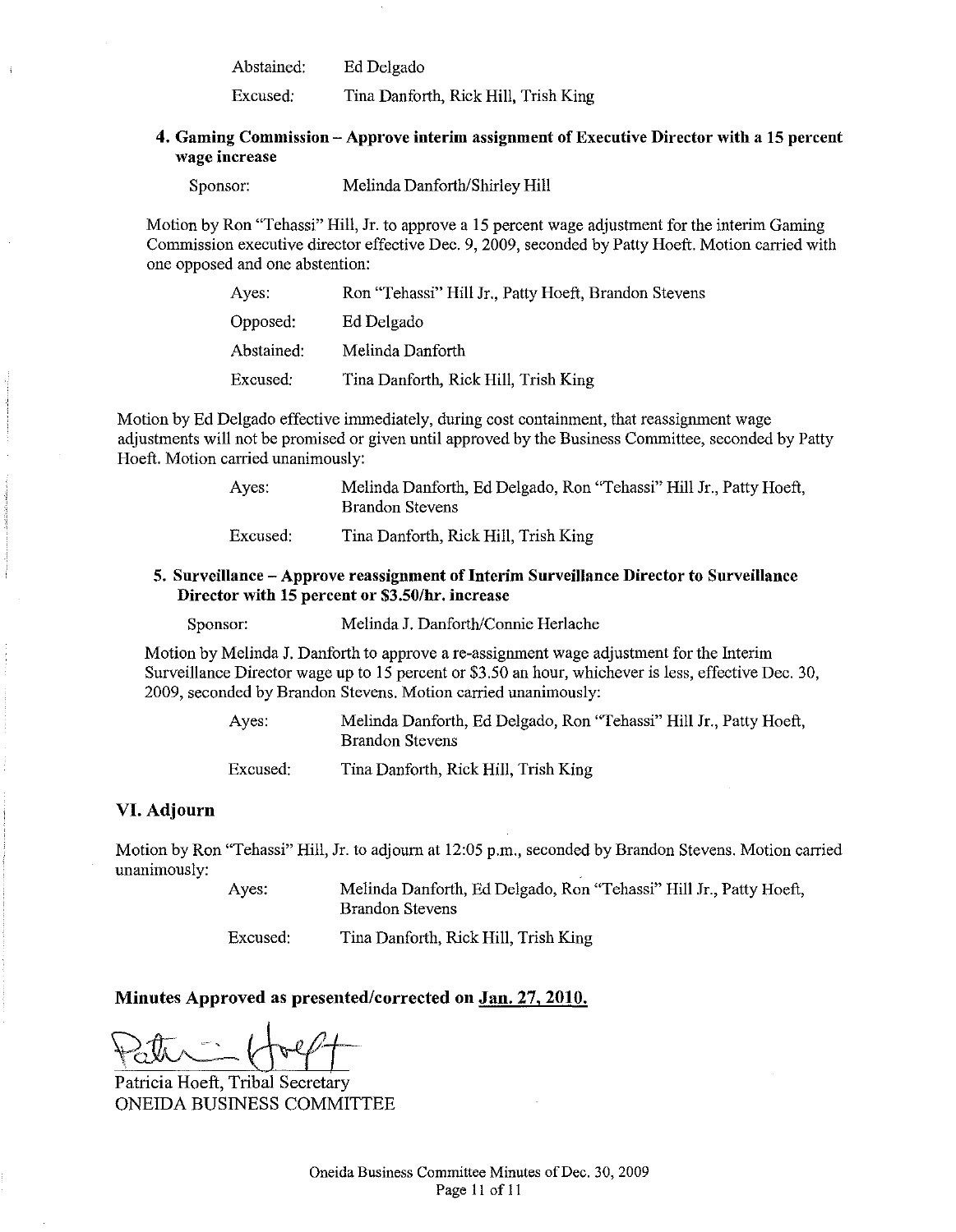| | |
|---|---|
| Abstained: | Ed Delgado |
| Excused: | Tina Danforth, Rick Hill, Trish King |

**4. Gaming Commission – Approve interim assignment of Executive Director with a 15 percent wage increase**

Sponsor: Melinda Danforth/Shirley Hill

Motion by Ron "Tehassi" Hill, Jr. to approve a 15 percent wage adjustment for the interim Gaming Commission executive director effective Dec. 9, 2009, seconded by Patty Hoeft. Motion carried with one opposed and one abstention:

| | |
|---|---|
| Ayes: | Ron "Tehassi" Hill Jr., Patty Hoeft, Brandon Stevens |
| Opposed: | Ed Delgado |
| Abstained: | Melinda Danforth |
| Excused: | Tina Danforth, Rick Hill, Trish King |

Motion by Ed Delgado effective immediately, during cost containment, that reassignment wage adjustments will not be promised or given until approved by the Business Committee, seconded by Patty Hoeft. Motion carried unanimously:

| | |
|---|---|
| Ayes: | Melinda Danforth, Ed Delgado, Ron "Tehassi" Hill Jr., Patty Hoeft, Brandon Stevens |
| Excused: | Tina Danforth, Rick Hill, Trish King |

**5. Surveillance – Approve reassignment of Interim Surveillance Director to Surveillance Director with 15 percent or $3.50/hr. increase**

Sponsor: Melinda J. Danforth/Connie Herlache

Motion by Melinda J. Danforth to approve a re-assignment wage adjustment for the Interim Surveillance Director wage up to 15 percent or $3.50 an hour, whichever is less, effective Dec. 30, 2009, seconded by Brandon Stevens. Motion carried unanimously:

| | |
|---|---|
| Ayes: | Melinda Danforth, Ed Delgado, Ron "Tehassi" Hill Jr., Patty Hoeft, Brandon Stevens |
| Excused: | Tina Danforth, Rick Hill, Trish King |

## VI. Adjourn

Motion by Ron "Tehassi" Hill, Jr. to adjourn at 12:05 p.m., seconded by Brandon Stevens. Motion carried unanimously:

| | |
|---|---|
| Ayes: | Melinda Danforth, Ed Delgado, Ron "Tehassi" Hill Jr., Patty Hoeft, Brandon Stevens |
| Excused: | Tina Danforth, Rick Hill, Trish King |

**Minutes Approved as presented/corrected on Jan. 27, 2010.**

Patricia Hoeft, Tribal Secretary
ONEIDA BUSINESS COMMITTEE

Oneida Business Committee Minutes of Dec. 30, 2009